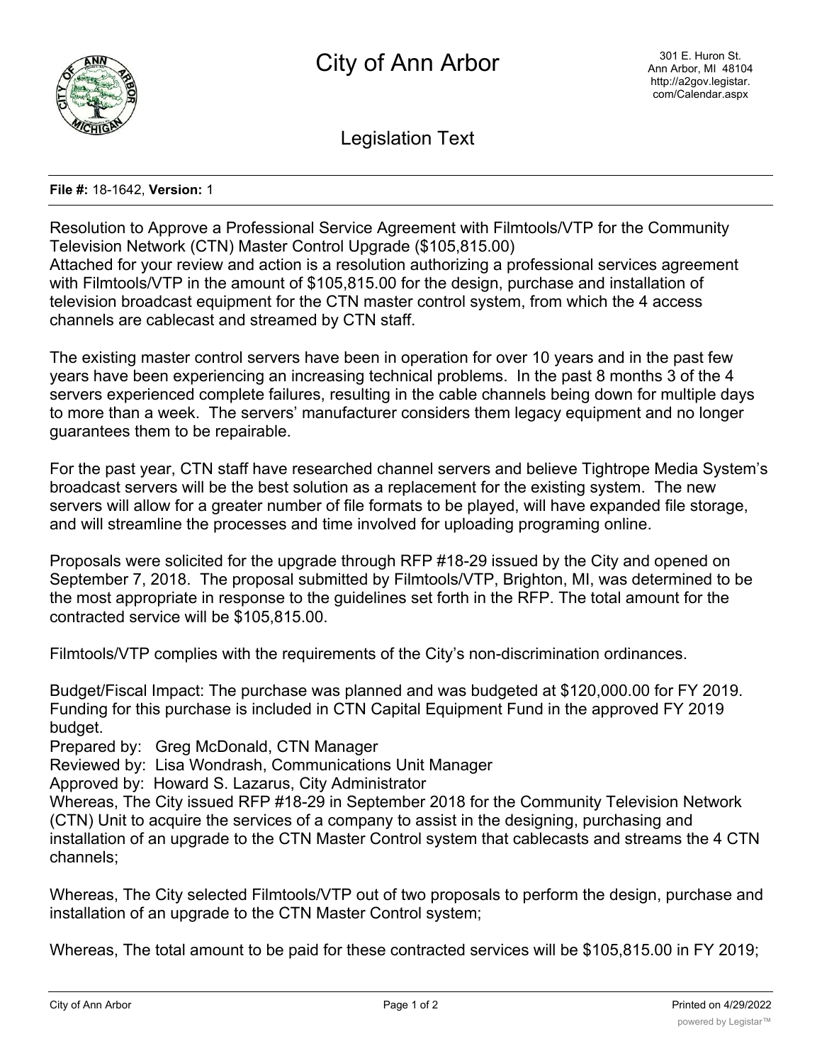# City of Ann Arbor

301 E. Huron St.
Ann Arbor, MI 48104
http://a2gov.legistar.com/Calendar.aspx

## Legislation Text

**File #:** 18-1642, **Version:** 1

Resolution to Approve a Professional Service Agreement with Filmtools/VTP for the Community Television Network (CTN) Master Control Upgrade ($105,815.00)
Attached for your review and action is a resolution authorizing a professional services agreement with Filmtools/VTP in the amount of $105,815.00 for the design, purchase and installation of television broadcast equipment for the CTN master control system, from which the 4 access channels are cablecast and streamed by CTN staff.

The existing master control servers have been in operation for over 10 years and in the past few years have been experiencing an increasing technical problems. In the past 8 months 3 of the 4 servers experienced complete failures, resulting in the cable channels being down for multiple days to more than a week. The servers' manufacturer considers them legacy equipment and no longer guarantees them to be repairable.

For the past year, CTN staff have researched channel servers and believe Tightrope Media System's broadcast servers will be the best solution as a replacement for the existing system. The new servers will allow for a greater number of file formats to be played, will have expanded file storage, and will streamline the processes and time involved for uploading programing online.

Proposals were solicited for the upgrade through RFP #18-29 issued by the City and opened on September 7, 2018. The proposal submitted by Filmtools/VTP, Brighton, MI, was determined to be the most appropriate in response to the guidelines set forth in the RFP. The total amount for the contracted service will be $105,815.00.

Filmtools/VTP complies with the requirements of the City's non-discrimination ordinances.

Budget/Fiscal Impact: The purchase was planned and was budgeted at $120,000.00 for FY 2019. Funding for this purchase is included in CTN Capital Equipment Fund in the approved FY 2019 budget.
Prepared by: Greg McDonald, CTN Manager
Reviewed by: Lisa Wondrash, Communications Unit Manager
Approved by: Howard S. Lazarus, City Administrator
Whereas, The City issued RFP #18-29 in September 2018 for the Community Television Network (CTN) Unit to acquire the services of a company to assist in the designing, purchasing and installation of an upgrade to the CTN Master Control system that cablecasts and streams the 4 CTN channels;

Whereas, The City selected Filmtools/VTP out of two proposals to perform the design, purchase and installation of an upgrade to the CTN Master Control system;

Whereas, The total amount to be paid for these contracted services will be $105,815.00 in FY 2019;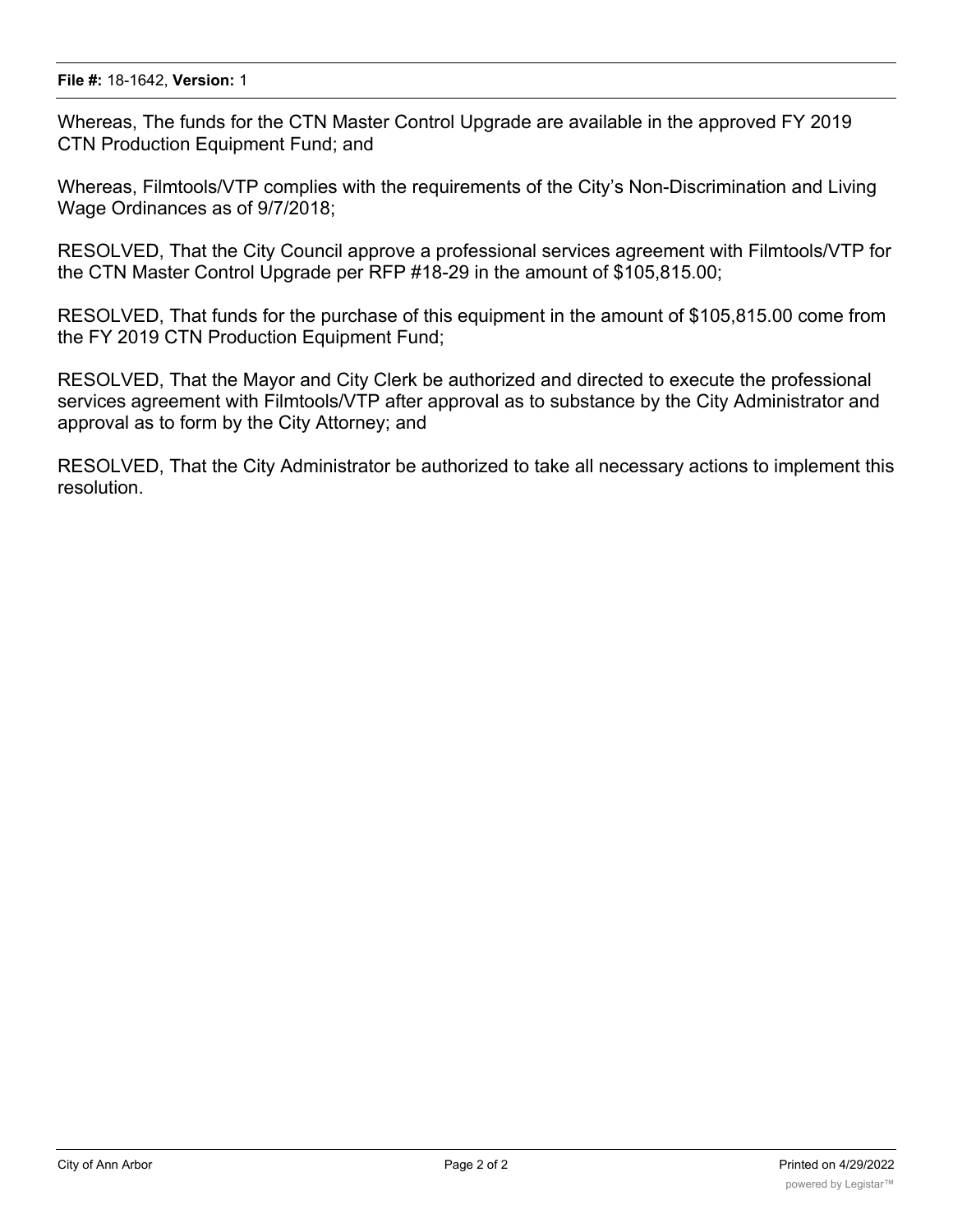Whereas, The funds for the CTN Master Control Upgrade are available in the approved FY 2019 CTN Production Equipment Fund; and

Whereas, Filmtools/VTP complies with the requirements of the City's Non-Discrimination and Living Wage Ordinances as of 9/7/2018;

RESOLVED, That the City Council approve a professional services agreement with Filmtools/VTP for the CTN Master Control Upgrade per RFP #18-29 in the amount of $105,815.00;

RESOLVED, That funds for the purchase of this equipment in the amount of $105,815.00 come from the FY 2019 CTN Production Equipment Fund;

RESOLVED, That the Mayor and City Clerk be authorized and directed to execute the professional services agreement with Filmtools/VTP after approval as to substance by the City Administrator and approval as to form by the City Attorney; and

RESOLVED, That the City Administrator be authorized to take all necessary actions to implement this resolution.